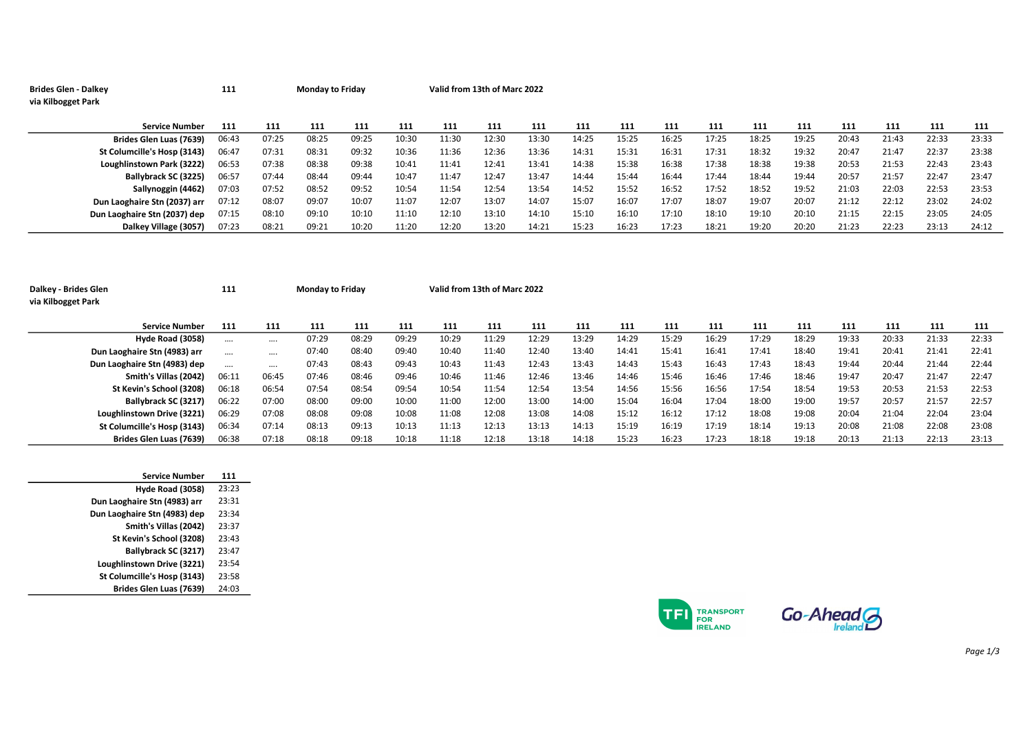**Brides Glen - Dalkey**
**via Kilbogget Park**

**111** | **Monday to Friday** | **Valid from 13th of Marc 2022**

| Service Number | 111 | 111 | 111 | 111 | 111 | 111 | 111 | 111 | 111 | 111 | 111 | 111 | 111 | 111 | 111 | 111 | 111 | 111 |
|---|---|---|---|---|---|---|---|---|---|---|---|---|---|---|---|---|---|---|
| Brides Glen Luas (7639) | 06:43 | 07:25 | 08:25 | 09:25 | 10:30 | 11:30 | 12:30 | 13:30 | 14:25 | 15:25 | 16:25 | 17:25 | 18:25 | 19:25 | 20:43 | 21:43 | 22:33 | 23:33 |
| St Columcille's Hosp (3143) | 06:47 | 07:31 | 08:31 | 09:32 | 10:36 | 11:36 | 12:36 | 13:36 | 14:31 | 15:31 | 16:31 | 17:31 | 18:32 | 19:32 | 20:47 | 21:47 | 22:37 | 23:38 |
| Loughlinstown Park (3222) | 06:53 | 07:38 | 08:38 | 09:38 | 10:41 | 11:41 | 12:41 | 13:41 | 14:38 | 15:38 | 16:38 | 17:38 | 18:38 | 19:38 | 20:53 | 21:53 | 22:43 | 23:43 |
| Ballybrack SC (3225) | 06:57 | 07:44 | 08:44 | 09:44 | 10:47 | 11:47 | 12:47 | 13:47 | 14:44 | 15:44 | 16:44 | 17:44 | 18:44 | 19:44 | 20:57 | 21:57 | 22:47 | 23:47 |
| Sallynoggin (4462) | 07:03 | 07:52 | 08:52 | 09:52 | 10:54 | 11:54 | 12:54 | 13:54 | 14:52 | 15:52 | 16:52 | 17:52 | 18:52 | 19:52 | 21:03 | 22:03 | 22:53 | 23:53 |
| Dun Laoghaire Stn (2037) arr | 07:12 | 08:07 | 09:07 | 10:07 | 11:07 | 12:07 | 13:07 | 14:07 | 15:07 | 16:07 | 17:07 | 18:07 | 19:07 | 20:07 | 21:12 | 22:12 | 23:02 | 24:02 |
| Dun Laoghaire Stn (2037) dep | 07:15 | 08:10 | 09:10 | 10:10 | 11:10 | 12:10 | 13:10 | 14:10 | 15:10 | 16:10 | 17:10 | 18:10 | 19:10 | 20:10 | 21:15 | 22:15 | 23:05 | 24:05 |
| Dalkey Village (3057) | 07:23 | 08:21 | 09:21 | 10:20 | 11:20 | 12:20 | 13:20 | 14:21 | 15:23 | 16:23 | 17:23 | 18:21 | 19:20 | 20:20 | 21:23 | 22:23 | 23:13 | 24:12 |

**Dalkey - Brides Glen**
**via Kilbogget Park**

**111** | **Monday to Friday** | **Valid from 13th of Marc 2022**

| Service Number | 111 | 111 | 111 | 111 | 111 | 111 | 111 | 111 | 111 | 111 | 111 | 111 | 111 | 111 | 111 | 111 | 111 | 111 | 111 |
|---|---|---|---|---|---|---|---|---|---|---|---|---|---|---|---|---|---|---|---|
| Hyde Road (3058) | .... | .... | 07:29 | 08:29 | 09:29 | 10:29 | 11:29 | 12:29 | 13:29 | 14:29 | 15:29 | 16:29 | 17:29 | 18:29 | 19:33 | 20:33 | 21:33 | 22:33 | 23:23 |
| Dun Laoghaire Stn (4983) arr | .... | .... | 07:40 | 08:40 | 09:40 | 10:40 | 11:40 | 12:40 | 13:40 | 14:41 | 15:41 | 16:41 | 17:41 | 18:40 | 19:41 | 20:41 | 21:41 | 22:41 | 23:31 |
| Dun Laoghaire Stn (4983) dep | .... | .... | 07:43 | 08:43 | 09:43 | 10:43 | 11:43 | 12:43 | 13:43 | 14:43 | 15:43 | 16:43 | 17:43 | 18:43 | 19:44 | 20:44 | 21:44 | 22:44 | 23:34 |
| Smith's Villas (2042) | 06:11 | 06:45 | 07:46 | 08:46 | 09:46 | 10:46 | 11:46 | 12:46 | 13:46 | 14:46 | 15:46 | 16:46 | 17:46 | 18:46 | 19:47 | 20:47 | 21:47 | 22:47 | 23:37 |
| St Kevin's School (3208) | 06:18 | 06:54 | 07:54 | 08:54 | 09:54 | 10:54 | 11:54 | 12:54 | 13:54 | 14:56 | 15:56 | 16:56 | 17:54 | 18:54 | 19:53 | 20:53 | 21:53 | 22:53 | 23:43 |
| Ballybrack SC (3217) | 06:22 | 07:00 | 08:00 | 09:00 | 10:00 | 11:00 | 12:00 | 13:00 | 14:00 | 15:04 | 16:04 | 17:04 | 18:00 | 19:00 | 19:57 | 20:57 | 21:57 | 22:57 | 23:47 |
| Loughlinstown Drive (3221) | 06:29 | 07:08 | 08:08 | 09:08 | 10:08 | 11:08 | 12:08 | 13:08 | 14:08 | 15:12 | 16:12 | 17:12 | 18:08 | 19:08 | 20:04 | 21:04 | 22:04 | 23:04 | 23:54 |
| St Columcille's Hosp (3143) | 06:34 | 07:14 | 08:13 | 09:13 | 10:13 | 11:13 | 12:13 | 13:13 | 14:13 | 15:19 | 16:19 | 17:19 | 18:14 | 19:13 | 20:08 | 21:08 | 22:08 | 23:08 | 23:58 |
| Brides Glen Luas (7639) | 06:38 | 07:18 | 08:18 | 09:18 | 10:18 | 11:18 | 12:18 | 13:18 | 14:18 | 15:23 | 16:23 | 17:23 | 18:18 | 19:18 | 20:13 | 21:13 | 22:13 | 23:13 | 24:03 |

TFI Transport for Ireland | Go-Ahead Ireland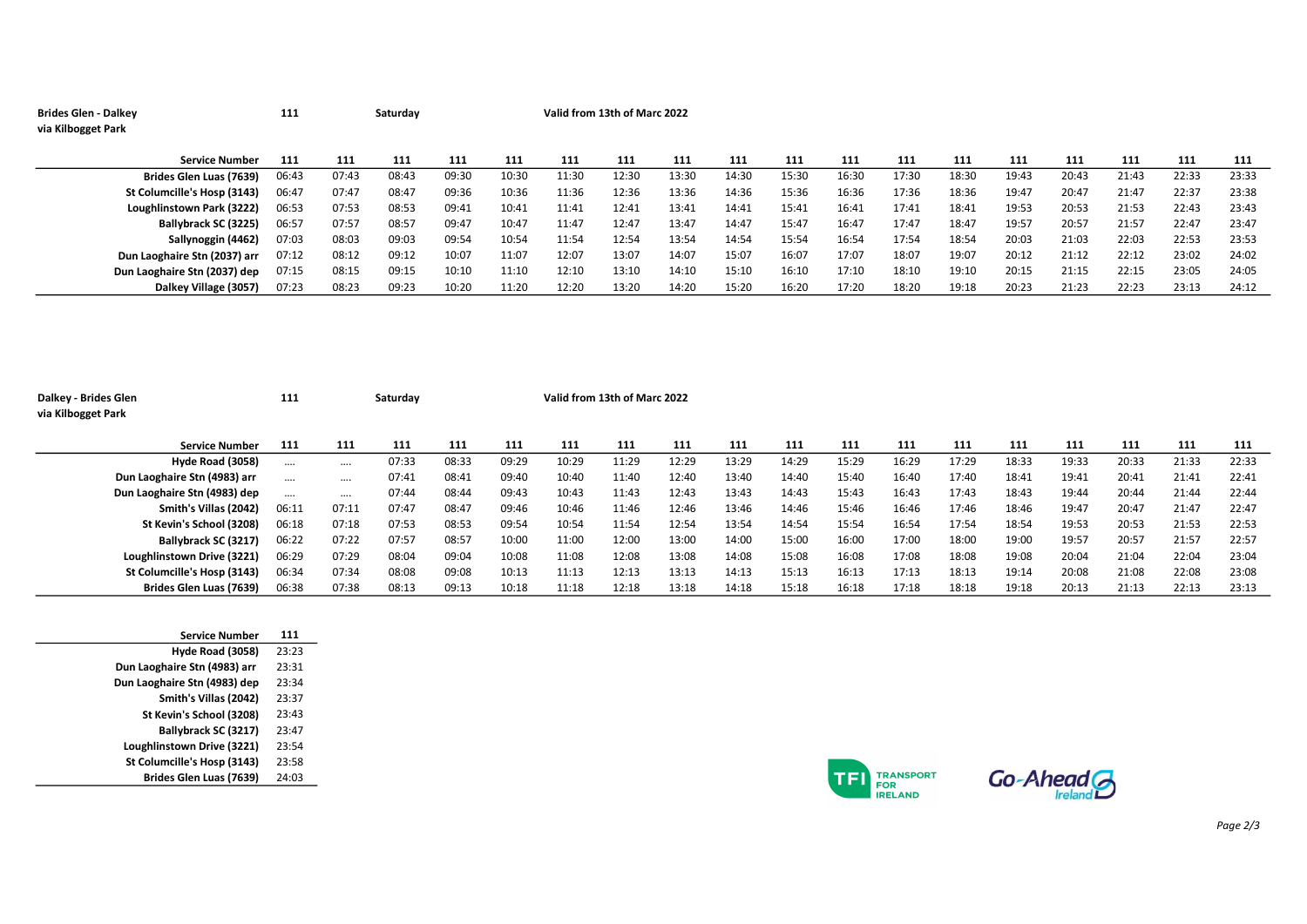**Brides Glen - Dalkey** 111 Saturday Valid from 13th of Marc 2022
**via Kilbogget Park**

| Service Number | 111 | 111 | 111 | 111 | 111 | 111 | 111 | 111 | 111 | 111 | 111 | 111 | 111 | 111 | 111 | 111 | 111 | 111 |
|---|---|---|---|---|---|---|---|---|---|---|---|---|---|---|---|---|---|---|
| Brides Glen Luas (7639) | 06:43 | 07:43 | 08:43 | 09:30 | 10:30 | 11:30 | 12:30 | 13:30 | 14:30 | 15:30 | 16:30 | 17:30 | 18:30 | 19:43 | 20:43 | 21:43 | 22:33 | 23:33 |
| St Columcille's Hosp (3143) | 06:47 | 07:47 | 08:47 | 09:36 | 10:36 | 11:36 | 12:36 | 13:36 | 14:36 | 15:36 | 16:36 | 17:36 | 18:36 | 19:47 | 20:47 | 21:47 | 22:37 | 23:38 |
| Loughlinstown Park (3222) | 06:53 | 07:53 | 08:53 | 09:41 | 10:41 | 11:41 | 12:41 | 13:41 | 14:41 | 15:41 | 16:41 | 17:41 | 18:41 | 19:53 | 20:53 | 21:53 | 22:43 | 23:43 |
| Ballybrack SC (3225) | 06:57 | 07:57 | 08:57 | 09:47 | 10:47 | 11:47 | 12:47 | 13:47 | 14:47 | 15:47 | 16:47 | 17:47 | 18:47 | 19:57 | 20:57 | 21:57 | 22:47 | 23:47 |
| Sallynoggin (4462) | 07:03 | 08:03 | 09:03 | 09:54 | 10:54 | 11:54 | 12:54 | 13:54 | 14:54 | 15:54 | 16:54 | 17:54 | 18:54 | 20:03 | 21:03 | 22:03 | 22:53 | 23:53 |
| Dun Laoghaire Stn (2037) arr | 07:12 | 08:12 | 09:12 | 10:07 | 11:07 | 12:07 | 13:07 | 14:07 | 15:07 | 16:07 | 17:07 | 18:07 | 19:07 | 20:12 | 21:12 | 22:12 | 23:02 | 24:02 |
| Dun Laoghaire Stn (2037) dep | 07:15 | 08:15 | 09:15 | 10:10 | 11:10 | 12:10 | 13:10 | 14:10 | 15:10 | 16:10 | 17:10 | 18:10 | 19:10 | 20:15 | 21:15 | 22:15 | 23:05 | 24:05 |
| Dalkey Village (3057) | 07:23 | 08:23 | 09:23 | 10:20 | 11:20 | 12:20 | 13:20 | 14:20 | 15:20 | 16:20 | 17:20 | 18:20 | 19:18 | 20:23 | 21:23 | 22:23 | 23:13 | 24:12 |

**Dalkey - Brides Glen** 111 Saturday Valid from 13th of Marc 2022
**via Kilbogget Park**

| Service Number | 111 | 111 | 111 | 111 | 111 | 111 | 111 | 111 | 111 | 111 | 111 | 111 | 111 | 111 | 111 | 111 | 111 | 111 | 111 |
|---|---|---|---|---|---|---|---|---|---|---|---|---|---|---|---|---|---|---|---|
| Hyde Road (3058) | .... | .... | 07:33 | 08:33 | 09:29 | 10:29 | 11:29 | 12:29 | 13:29 | 14:29 | 15:29 | 16:29 | 17:29 | 18:33 | 19:33 | 20:33 | 21:33 | 22:33 | 23:23 |
| Dun Laoghaire Stn (4983) arr | .... | .... | 07:41 | 08:41 | 09:40 | 10:40 | 11:40 | 12:40 | 13:40 | 14:40 | 15:40 | 16:40 | 17:40 | 18:41 | 19:41 | 20:41 | 21:41 | 22:41 | 23:31 |
| Dun Laoghaire Stn (4983) dep | .... | .... | 07:44 | 08:44 | 09:43 | 10:43 | 11:43 | 12:43 | 13:43 | 14:43 | 15:43 | 16:43 | 17:43 | 18:43 | 19:44 | 20:44 | 21:44 | 22:44 | 23:34 |
| Smith's Villas (2042) | 06:11 | 07:11 | 07:47 | 08:47 | 09:46 | 10:46 | 11:46 | 12:46 | 13:46 | 14:46 | 15:46 | 16:46 | 17:46 | 18:46 | 19:47 | 20:47 | 21:47 | 22:47 | 23:37 |
| St Kevin's School (3208) | 06:18 | 07:18 | 07:53 | 08:53 | 09:54 | 10:54 | 11:54 | 12:54 | 13:54 | 14:54 | 15:54 | 16:54 | 17:54 | 18:54 | 19:53 | 20:53 | 21:53 | 22:53 | 23:43 |
| Ballybrack SC (3217) | 06:22 | 07:22 | 07:57 | 08:57 | 10:00 | 11:00 | 12:00 | 13:00 | 14:00 | 15:00 | 16:00 | 17:00 | 18:00 | 19:00 | 19:57 | 20:57 | 21:57 | 22:57 | 23:47 |
| Loughlinstown Drive (3221) | 06:29 | 07:29 | 08:04 | 09:04 | 10:08 | 11:08 | 12:08 | 13:08 | 14:08 | 15:08 | 16:08 | 17:08 | 18:08 | 19:08 | 20:04 | 21:04 | 22:04 | 23:04 | 23:54 |
| St Columcille's Hosp (3143) | 06:34 | 07:34 | 08:08 | 09:08 | 10:13 | 11:13 | 12:13 | 13:13 | 14:13 | 15:13 | 16:13 | 17:13 | 18:13 | 19:14 | 20:08 | 21:08 | 22:08 | 23:08 | 23:58 |
| Brides Glen Luas (7639) | 06:38 | 07:38 | 08:13 | 09:13 | 10:18 | 11:18 | 12:18 | 13:18 | 14:18 | 15:18 | 16:18 | 17:18 | 18:18 | 19:18 | 20:13 | 21:13 | 22:13 | 23:13 | 24:03 |

TFI Transport for Ireland | Go-Ahead Ireland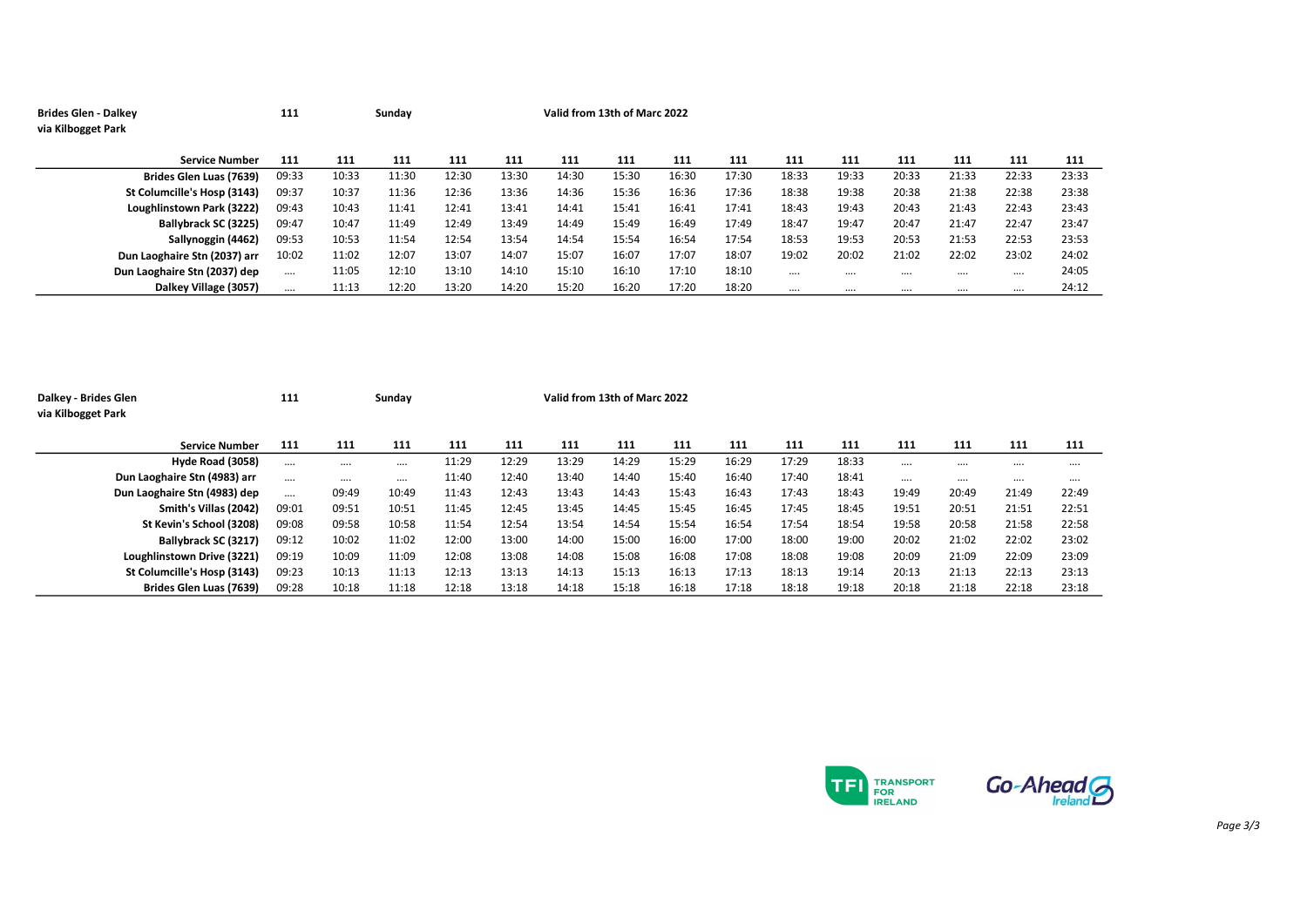**Brides Glen - Dalkey**
**via Kilbogget Park**

**111** **Sunday** **Valid from 13th of Marc 2022**

| Service Number | 111 | 111 | 111 | 111 | 111 | 111 | 111 | 111 | 111 | 111 | 111 | 111 | 111 | 111 | 111 |
|---|---|---|---|---|---|---|---|---|---|---|---|---|---|---|---|
| Brides Glen Luas (7639) | 09:33 | 10:33 | 11:30 | 12:30 | 13:30 | 14:30 | 15:30 | 16:30 | 17:30 | 18:33 | 19:33 | 20:33 | 21:33 | 22:33 | 23:33 |
| St Columcille's Hosp (3143) | 09:37 | 10:37 | 11:36 | 12:36 | 13:36 | 14:36 | 15:36 | 16:36 | 17:36 | 18:38 | 19:38 | 20:38 | 21:38 | 22:38 | 23:38 |
| Loughlinstown Park (3222) | 09:43 | 10:43 | 11:41 | 12:41 | 13:41 | 14:41 | 15:41 | 16:41 | 17:41 | 18:43 | 19:43 | 20:43 | 21:43 | 22:43 | 23:43 |
| Ballybrack SC (3225) | 09:47 | 10:47 | 11:49 | 12:49 | 13:49 | 14:49 | 15:49 | 16:49 | 17:49 | 18:47 | 19:47 | 20:47 | 21:47 | 22:47 | 23:47 |
| Sallynoggin (4462) | 09:53 | 10:53 | 11:54 | 12:54 | 13:54 | 14:54 | 15:54 | 16:54 | 17:54 | 18:53 | 19:53 | 20:53 | 21:53 | 22:53 | 23:53 |
| Dun Laoghaire Stn (2037) arr | 10:02 | 11:02 | 12:07 | 13:07 | 14:07 | 15:07 | 16:07 | 17:07 | 18:07 | 19:02 | 20:02 | 21:02 | 22:02 | 23:02 | 24:02 |
| Dun Laoghaire Stn (2037) dep | .... | 11:05 | 12:10 | 13:10 | 14:10 | 15:10 | 16:10 | 17:10 | 18:10 | .... | .... | .... | .... | .... | 24:05 |
| Dalkey Village (3057) | .... | 11:13 | 12:20 | 13:20 | 14:20 | 15:20 | 16:20 | 17:20 | 18:20 | .... | .... | .... | .... | .... | 24:12 |

**Dalkey - Brides Glen**
**via Kilbogget Park**

**111** **Sunday** **Valid from 13th of Marc 2022**

| Service Number | 111 | 111 | 111 | 111 | 111 | 111 | 111 | 111 | 111 | 111 | 111 | 111 | 111 | 111 | 111 |
|---|---|---|---|---|---|---|---|---|---|---|---|---|---|---|---|
| Hyde Road (3058) | .... | .... | .... | 11:29 | 12:29 | 13:29 | 14:29 | 15:29 | 16:29 | 17:29 | 18:33 | .... | .... | .... | .... |
| Dun Laoghaire Stn (4983) arr | .... | .... | .... | 11:40 | 12:40 | 13:40 | 14:40 | 15:40 | 16:40 | 17:40 | 18:41 | .... | .... | .... | .... |
| Dun Laoghaire Stn (4983) dep | .... | 09:49 | 10:49 | 11:43 | 12:43 | 13:43 | 14:43 | 15:43 | 16:43 | 17:43 | 18:43 | 19:49 | 20:49 | 21:49 | 22:49 |
| Smith's Villas (2042) | 09:01 | 09:51 | 10:51 | 11:45 | 12:45 | 13:45 | 14:45 | 15:45 | 16:45 | 17:45 | 18:45 | 19:51 | 20:51 | 21:51 | 22:51 |
| St Kevin's School (3208) | 09:08 | 09:58 | 10:58 | 11:54 | 12:54 | 13:54 | 14:54 | 15:54 | 16:54 | 17:54 | 18:54 | 19:58 | 20:58 | 21:58 | 22:58 |
| Ballybrack SC (3217) | 09:12 | 10:02 | 11:02 | 12:00 | 13:00 | 14:00 | 15:00 | 16:00 | 17:00 | 18:00 | 19:00 | 20:02 | 21:02 | 22:02 | 23:02 |
| Loughlinstown Drive (3221) | 09:19 | 10:09 | 11:09 | 12:08 | 13:08 | 14:08 | 15:08 | 16:08 | 17:08 | 18:08 | 19:08 | 20:09 | 21:09 | 22:09 | 23:09 |
| St Columcille's Hosp (3143) | 09:23 | 10:13 | 11:13 | 12:13 | 13:13 | 14:13 | 15:13 | 16:13 | 17:13 | 18:13 | 19:14 | 20:13 | 21:13 | 22:13 | 23:13 |
| Brides Glen Luas (7639) | 09:28 | 10:18 | 11:18 | 12:18 | 13:18 | 14:18 | 15:18 | 16:18 | 17:18 | 18:18 | 19:18 | 20:18 | 21:18 | 22:18 | 23:18 |

TFI TRANSPORT FOR IRELAND

Go-Ahead Ireland